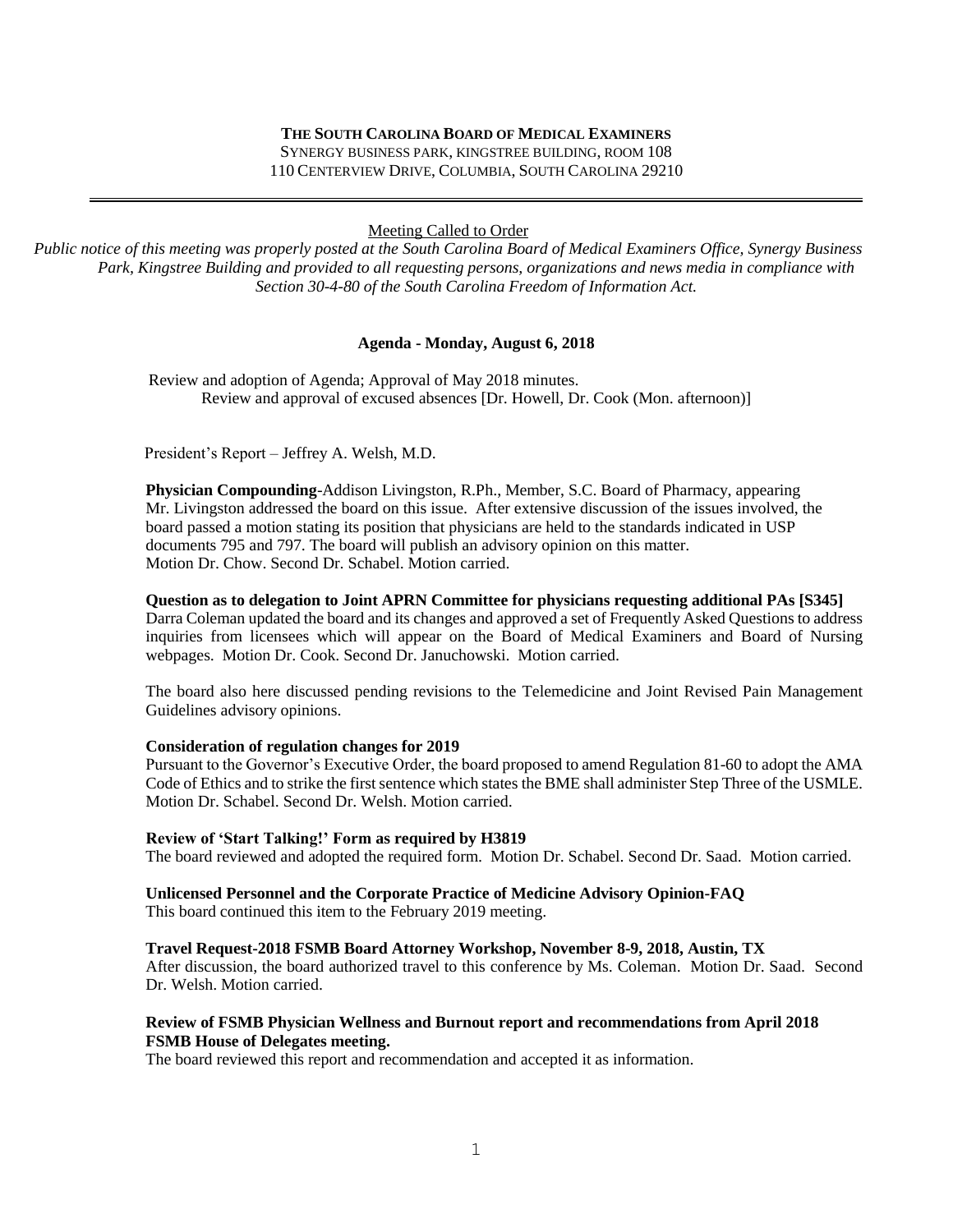**THE SOUTH CAROLINA BOARD OF MEDICAL EXAMINERS**
SYNERGY BUSINESS PARK, KINGSTREE BUILDING, ROOM 108
110 CENTERVIEW DRIVE, COLUMBIA, SOUTH CAROLINA 29210

---

Meeting Called to Order

*Public notice of this meeting was properly posted at the South Carolina Board of Medical Examiners Office, Synergy Business Park, Kingstree Building and provided to all requesting persons, organizations and news media in compliance with Section 30-4-80 of the South Carolina Freedom of Information Act.*

**Agenda - Monday, August 6, 2018**

Review and adoption of Agenda; Approval of May 2018 minutes.
Review and approval of excused absences [Dr. Howell, Dr. Cook (Mon. afternoon)]

President's Report – Jeffrey A. Welsh, M.D.

**Physician Compounding**-Addison Livingston, R.Ph., Member, S.C. Board of Pharmacy, appearing
Mr. Livingston addressed the board on this issue. After extensive discussion of the issues involved, the board passed a motion stating its position that physicians are held to the standards indicated in USP documents 795 and 797. The board will publish an advisory opinion on this matter.
Motion Dr. Chow. Second Dr. Schabel. Motion carried.

**Question as to delegation to Joint APRN Committee for physicians requesting additional PAs [S345]**
Darra Coleman updated the board and its changes and approved a set of Frequently Asked Questions to address inquiries from licensees which will appear on the Board of Medical Examiners and Board of Nursing webpages. Motion Dr. Cook. Second Dr. Januchowski. Motion carried.

The board also here discussed pending revisions to the Telemedicine and Joint Revised Pain Management Guidelines advisory opinions.

**Consideration of regulation changes for 2019**
Pursuant to the Governor's Executive Order, the board proposed to amend Regulation 81-60 to adopt the AMA Code of Ethics and to strike the first sentence which states the BME shall administer Step Three of the USMLE. Motion Dr. Schabel. Second Dr. Welsh. Motion carried.

**Review of 'Start Talking!' Form as required by H3819**
The board reviewed and adopted the required form. Motion Dr. Schabel. Second Dr. Saad. Motion carried.

**Unlicensed Personnel and the Corporate Practice of Medicine Advisory Opinion-FAQ**
This board continued this item to the February 2019 meeting.

**Travel Request-2018 FSMB Board Attorney Workshop, November 8-9, 2018, Austin, TX**
After discussion, the board authorized travel to this conference by Ms. Coleman. Motion Dr. Saad. Second Dr. Welsh. Motion carried.

**Review of FSMB Physician Wellness and Burnout report and recommendations from April 2018 FSMB House of Delegates meeting.**
The board reviewed this report and recommendation and accepted it as information.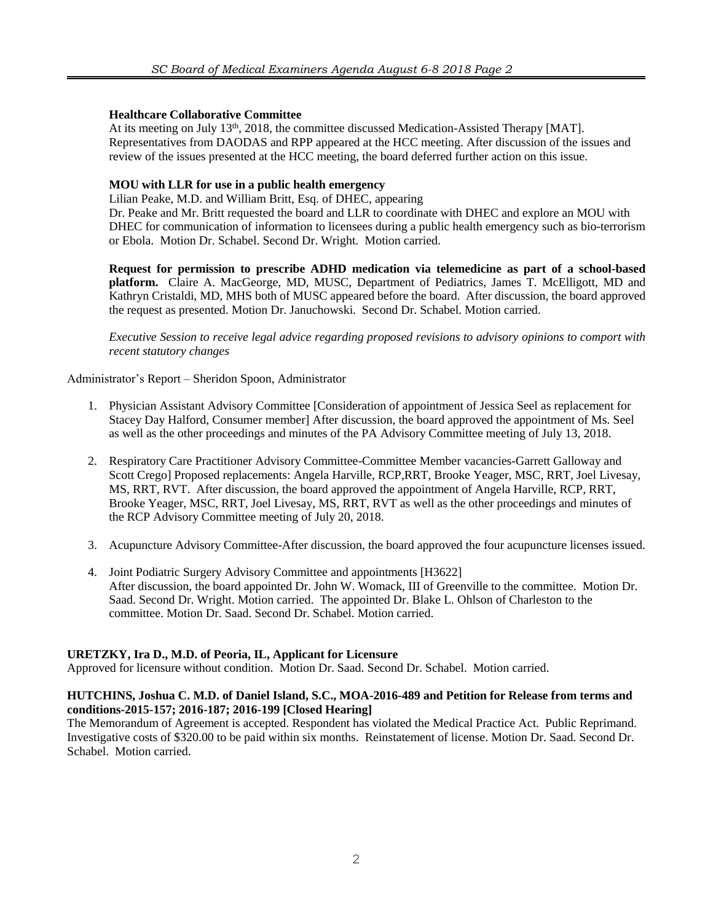**Healthcare Collaborative Committee**

At its meeting on July 13th, 2018, the committee discussed Medication-Assisted Therapy [MAT]. Representatives from DAODAS and RPP appeared at the HCC meeting. After discussion of the issues and review of the issues presented at the HCC meeting, the board deferred further action on this issue.

**MOU with LLR for use in a public health emergency**

Lilian Peake, M.D. and William Britt, Esq. of DHEC, appearing

Dr. Peake and Mr. Britt requested the board and LLR to coordinate with DHEC and explore an MOU with DHEC for communication of information to licensees during a public health emergency such as bio-terrorism or Ebola. Motion Dr. Schabel. Second Dr. Wright. Motion carried.

**Request for permission to prescribe ADHD medication via telemedicine as part of a school-based platform.** Claire A. MacGeorge, MD, MUSC, Department of Pediatrics, James T. McElligott, MD and Kathryn Cristaldi, MD, MHS both of MUSC appeared before the board. After discussion, the board approved the request as presented. Motion Dr. Januchowski. Second Dr. Schabel. Motion carried.

*Executive Session to receive legal advice regarding proposed revisions to advisory opinions to comport with recent statutory changes*

Administrator's Report – Sheridon Spoon, Administrator

1. Physician Assistant Advisory Committee [Consideration of appointment of Jessica Seel as replacement for Stacey Day Halford, Consumer member] After discussion, the board approved the appointment of Ms. Seel as well as the other proceedings and minutes of the PA Advisory Committee meeting of July 13, 2018.

2. Respiratory Care Practitioner Advisory Committee-Committee Member vacancies-Garrett Galloway and Scott Crego] Proposed replacements: Angela Harville, RCP,RRT, Brooke Yeager, MSC, RRT, Joel Livesay, MS, RRT, RVT. After discussion, the board approved the appointment of Angela Harville, RCP, RRT, Brooke Yeager, MSC, RRT, Joel Livesay, MS, RRT, RVT as well as the other proceedings and minutes of the RCP Advisory Committee meeting of July 20, 2018.

3. Acupuncture Advisory Committee-After discussion, the board approved the four acupuncture licenses issued.

4. Joint Podiatric Surgery Advisory Committee and appointments [H3622]
After discussion, the board appointed Dr. John W. Womack, III of Greenville to the committee. Motion Dr. Saad. Second Dr. Wright. Motion carried. The appointed Dr. Blake L. Ohlson of Charleston to the committee. Motion Dr. Saad. Second Dr. Schabel. Motion carried.

**URETZKY, Ira D., M.D. of Peoria, IL, Applicant for Licensure**

Approved for licensure without condition. Motion Dr. Saad. Second Dr. Schabel. Motion carried.

**HUTCHINS, Joshua C. M.D. of Daniel Island, S.C., MOA-2016-489 and Petition for Release from terms and conditions-2015-157; 2016-187; 2016-199 [Closed Hearing]**

The Memorandum of Agreement is accepted. Respondent has violated the Medical Practice Act. Public Reprimand. Investigative costs of $320.00 to be paid within six months. Reinstatement of license. Motion Dr. Saad. Second Dr. Schabel. Motion carried.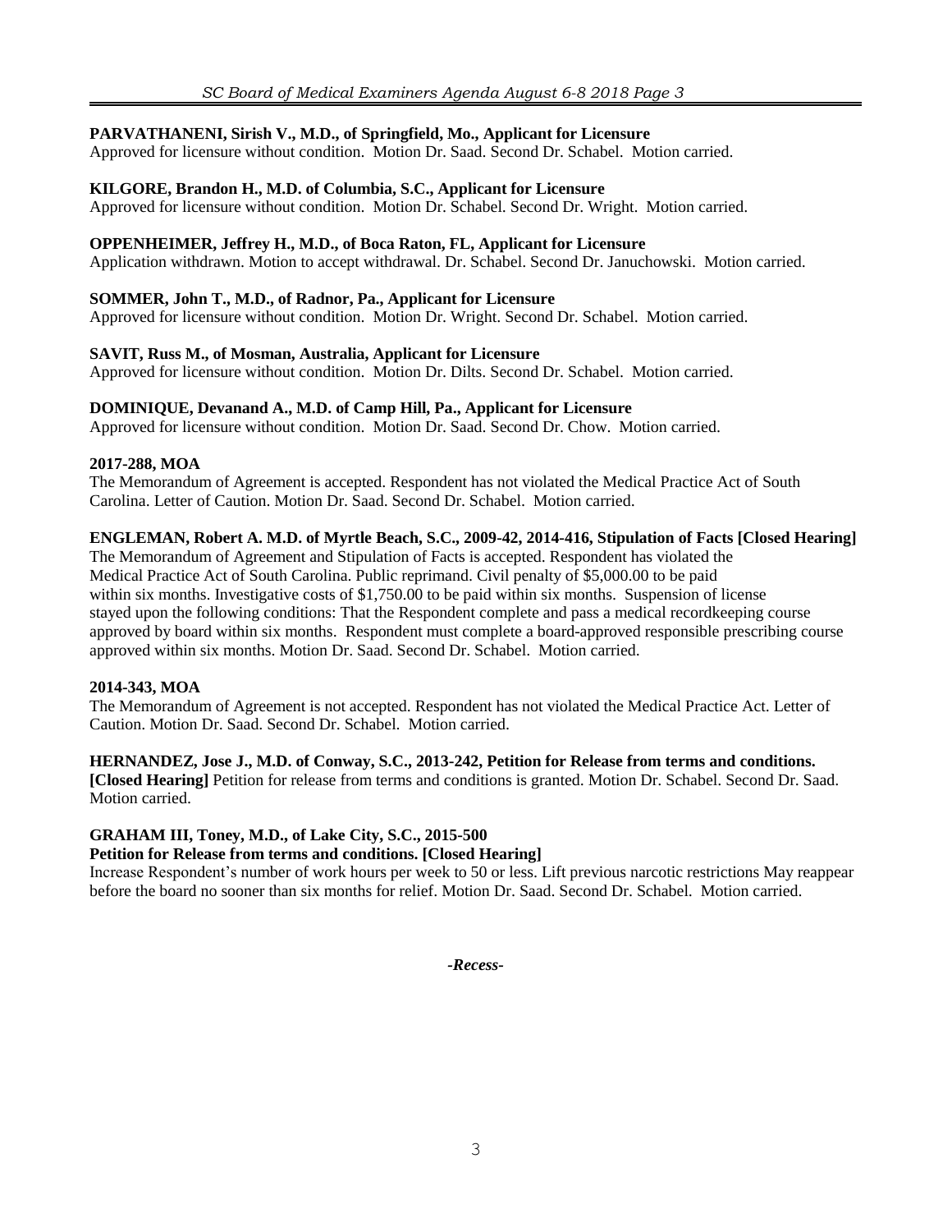**PARVATHANENI, Sirish V., M.D., of Springfield, Mo., Applicant for Licensure**
Approved for licensure without condition. Motion Dr. Saad. Second Dr. Schabel. Motion carried.

**KILGORE, Brandon H., M.D. of Columbia, S.C., Applicant for Licensure**
Approved for licensure without condition. Motion Dr. Schabel. Second Dr. Wright. Motion carried.

**OPPENHEIMER, Jeffrey H., M.D., of Boca Raton, FL, Applicant for Licensure**
Application withdrawn. Motion to accept withdrawal. Dr. Schabel. Second Dr. Januchowski. Motion carried.

**SOMMER, John T., M.D., of Radnor, Pa., Applicant for Licensure**
Approved for licensure without condition. Motion Dr. Wright. Second Dr. Schabel. Motion carried.

**SAVIT, Russ M., of Mosman, Australia, Applicant for Licensure**
Approved for licensure without condition. Motion Dr. Dilts. Second Dr. Schabel. Motion carried.

**DOMINIQUE, Devanand A., M.D. of Camp Hill, Pa., Applicant for Licensure**
Approved for licensure without condition. Motion Dr. Saad. Second Dr. Chow. Motion carried.

**2017-288, MOA**
The Memorandum of Agreement is accepted. Respondent has not violated the Medical Practice Act of South Carolina. Letter of Caution. Motion Dr. Saad. Second Dr. Schabel. Motion carried.

**ENGLEMAN, Robert A. M.D. of Myrtle Beach, S.C., 2009-42, 2014-416, Stipulation of Facts [Closed Hearing]**
The Memorandum of Agreement and Stipulation of Facts is accepted. Respondent has violated the Medical Practice Act of South Carolina. Public reprimand. Civil penalty of $5,000.00 to be paid within six months. Investigative costs of $1,750.00 to be paid within six months. Suspension of license stayed upon the following conditions: That the Respondent complete and pass a medical recordkeeping course approved by board within six months. Respondent must complete a board-approved responsible prescribing course approved within six months. Motion Dr. Saad. Second Dr. Schabel. Motion carried.

**2014-343, MOA**
The Memorandum of Agreement is not accepted. Respondent has not violated the Medical Practice Act. Letter of Caution. Motion Dr. Saad. Second Dr. Schabel. Motion carried.

**HERNANDEZ, Jose J., M.D. of Conway, S.C., 2013-242, Petition for Release from terms and conditions. [Closed Hearing]** Petition for release from terms and conditions is granted. Motion Dr. Schabel. Second Dr. Saad. Motion carried.

**GRAHAM III, Toney, M.D., of Lake City, S.C., 2015-500**
**Petition for Release from terms and conditions. [Closed Hearing]**
Increase Respondent's number of work hours per week to 50 or less. Lift previous narcotic restrictions May reappear before the board no sooner than six months for relief. Motion Dr. Saad. Second Dr. Schabel. Motion carried.

*-Recess-*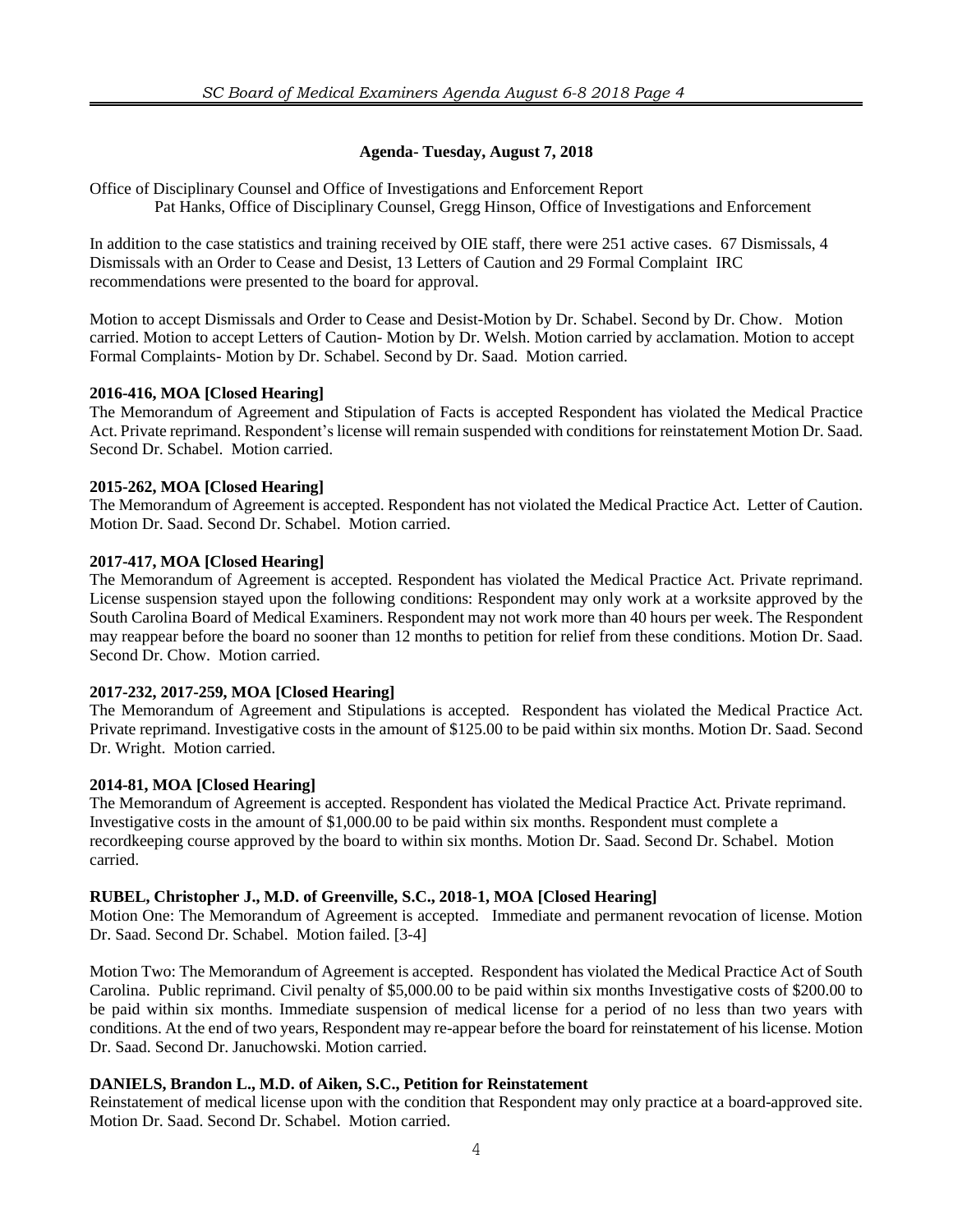### Agenda- Tuesday, August 7, 2018

Office of Disciplinary Counsel and Office of Investigations and Enforcement Report
Pat Hanks, Office of Disciplinary Counsel, Gregg Hinson, Office of Investigations and Enforcement

In addition to the case statistics and training received by OIE staff, there were 251 active cases. 67 Dismissals, 4 Dismissals with an Order to Cease and Desist, 13 Letters of Caution and 29 Formal Complaint IRC recommendations were presented to the board for approval.

Motion to accept Dismissals and Order to Cease and Desist-Motion by Dr. Schabel. Second by Dr. Chow. Motion carried. Motion to accept Letters of Caution- Motion by Dr. Welsh. Motion carried by acclamation. Motion to accept Formal Complaints- Motion by Dr. Schabel. Second by Dr. Saad. Motion carried.

**2016-416, MOA [Closed Hearing]**
The Memorandum of Agreement and Stipulation of Facts is accepted Respondent has violated the Medical Practice Act. Private reprimand. Respondent's license will remain suspended with conditions for reinstatement Motion Dr. Saad. Second Dr. Schabel. Motion carried.

**2015-262, MOA [Closed Hearing]**
The Memorandum of Agreement is accepted. Respondent has not violated the Medical Practice Act. Letter of Caution. Motion Dr. Saad. Second Dr. Schabel. Motion carried.

**2017-417, MOA [Closed Hearing]**
The Memorandum of Agreement is accepted. Respondent has violated the Medical Practice Act. Private reprimand. License suspension stayed upon the following conditions: Respondent may only work at a worksite approved by the South Carolina Board of Medical Examiners. Respondent may not work more than 40 hours per week. The Respondent may reappear before the board no sooner than 12 months to petition for relief from these conditions. Motion Dr. Saad. Second Dr. Chow. Motion carried.

**2017-232, 2017-259, MOA [Closed Hearing]**
The Memorandum of Agreement and Stipulations is accepted. Respondent has violated the Medical Practice Act. Private reprimand. Investigative costs in the amount of $125.00 to be paid within six months. Motion Dr. Saad. Second Dr. Wright. Motion carried.

**2014-81, MOA [Closed Hearing]**
The Memorandum of Agreement is accepted. Respondent has violated the Medical Practice Act. Private reprimand. Investigative costs in the amount of $1,000.00 to be paid within six months. Respondent must complete a recordkeeping course approved by the board to within six months. Motion Dr. Saad. Second Dr. Schabel. Motion carried.

**RUBEL, Christopher J., M.D. of Greenville, S.C., 2018-1, MOA [Closed Hearing]**
Motion One: The Memorandum of Agreement is accepted. Immediate and permanent revocation of license. Motion Dr. Saad. Second Dr. Schabel. Motion failed. [3-4]

Motion Two: The Memorandum of Agreement is accepted. Respondent has violated the Medical Practice Act of South Carolina. Public reprimand. Civil penalty of $5,000.00 to be paid within six months Investigative costs of $200.00 to be paid within six months. Immediate suspension of medical license for a period of no less than two years with conditions. At the end of two years, Respondent may re-appear before the board for reinstatement of his license. Motion Dr. Saad. Second Dr. Januchowski. Motion carried.

**DANIELS, Brandon L., M.D. of Aiken, S.C., Petition for Reinstatement**
Reinstatement of medical license upon with the condition that Respondent may only practice at a board-approved site. Motion Dr. Saad. Second Dr. Schabel. Motion carried.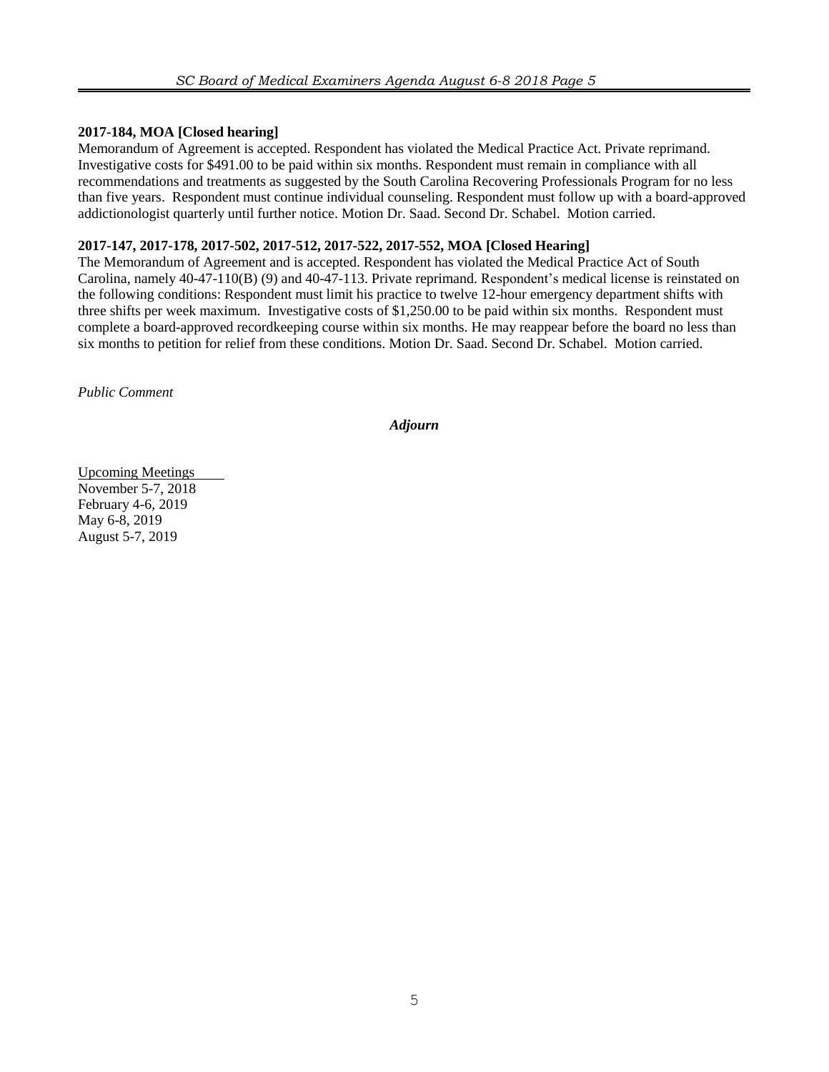**2017-184, MOA [Closed hearing]**

Memorandum of Agreement is accepted. Respondent has violated the Medical Practice Act. Private reprimand. Investigative costs for $491.00 to be paid within six months. Respondent must remain in compliance with all recommendations and treatments as suggested by the South Carolina Recovering Professionals Program for no less than five years. Respondent must continue individual counseling. Respondent must follow up with a board-approved addictionologist quarterly until further notice. Motion Dr. Saad. Second Dr. Schabel. Motion carried.

**2017-147, 2017-178, 2017-502, 2017-512, 2017-522, 2017-552, MOA [Closed Hearing]**

The Memorandum of Agreement and is accepted. Respondent has violated the Medical Practice Act of South Carolina, namely 40-47-110(B) (9) and 40-47-113. Private reprimand. Respondent's medical license is reinstated on the following conditions: Respondent must limit his practice to twelve 12-hour emergency department shifts with three shifts per week maximum. Investigative costs of $1,250.00 to be paid within six months. Respondent must complete a board-approved recordkeeping course within six months. He may reappear before the board no less than six months to petition for relief from these conditions. Motion Dr. Saad. Second Dr. Schabel. Motion carried.

*Public Comment*

***Adjourn***

Upcoming Meetings

November 5-7, 2018
February 4-6, 2019
May 6-8, 2019
August 5-7, 2019